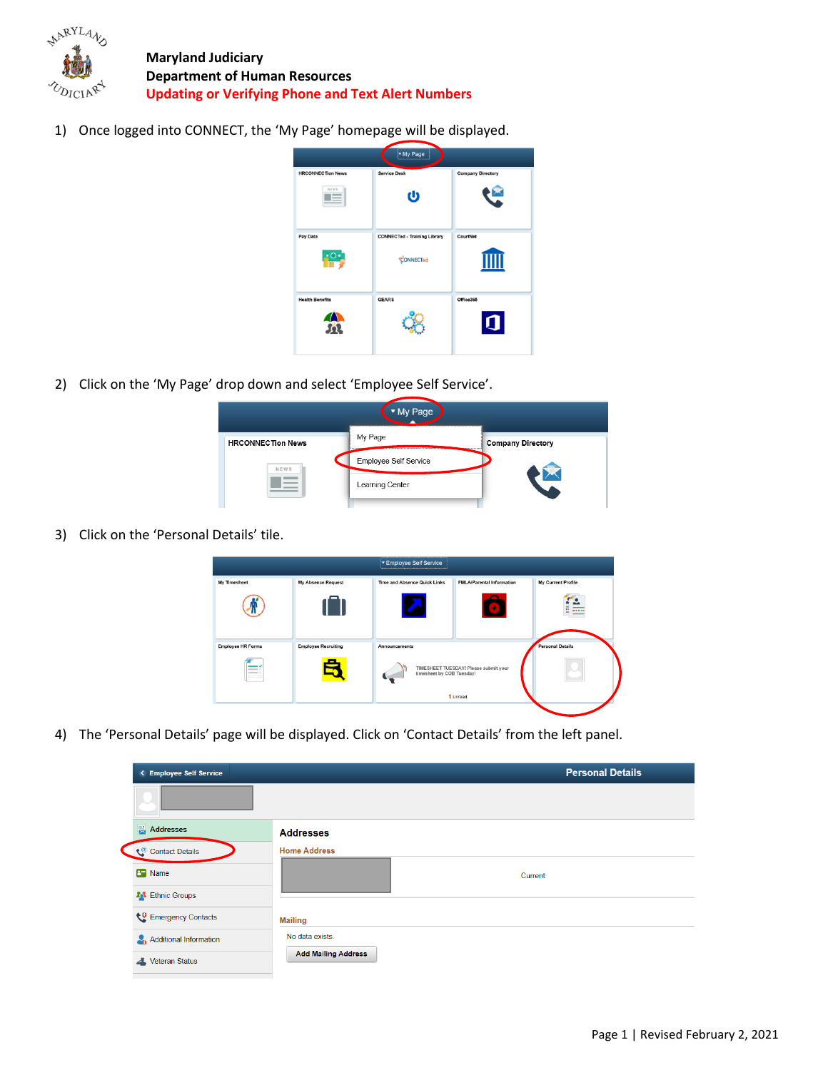**Maryland Judiciary**
**Department of Human Resources**
**Updating or Verifying Phone and Text Alert Numbers**

1) Once logged into CONNECT, the 'My Page' homepage will be displayed.

2) Click on the 'My Page' drop down and select 'Employee Self Service'.

3) Click on the 'Personal Details' tile.

4) The 'Personal Details' page will be displayed. Click on 'Contact Details' from the left panel.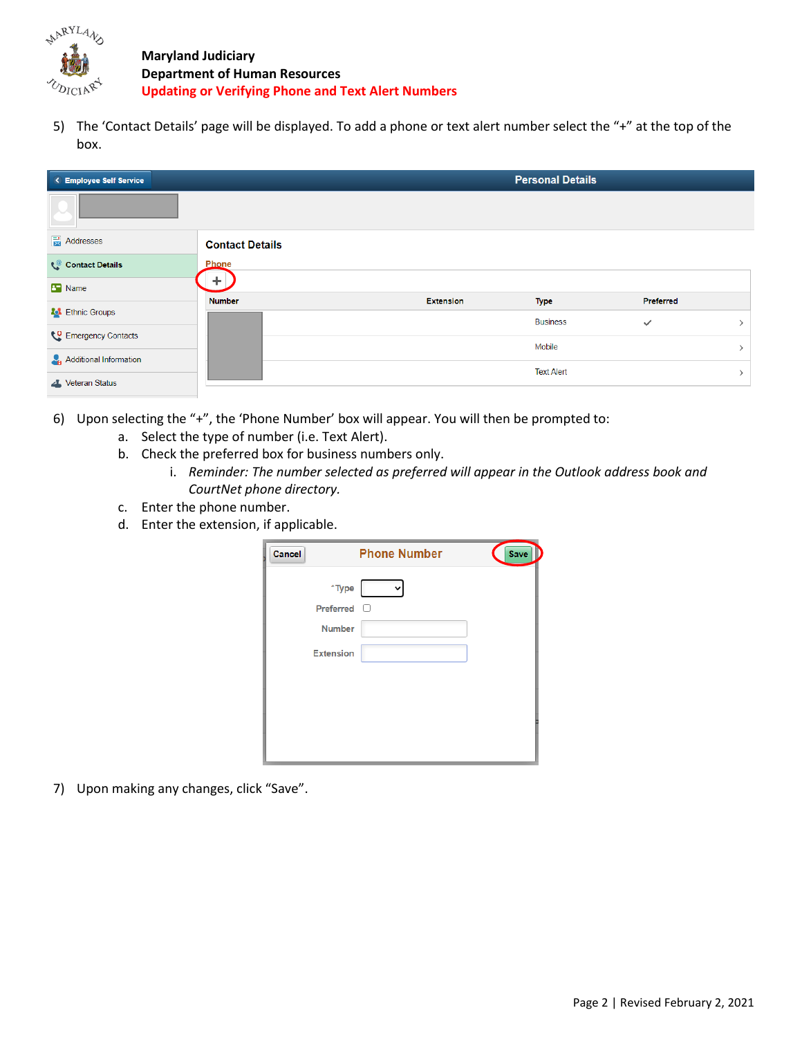5) The 'Contact Details' page will be displayed. To add a phone or text alert number select the "+" at the top of the box.

6) Upon selecting the "+", the 'Phone Number' box will appear. You will then be prompted to:
   a. Select the type of number (i.e. Text Alert).
   b. Check the preferred box for business numbers only.
      i. *Reminder: The number selected as preferred will appear in the Outlook address book and CourtNet phone directory.*
   c. Enter the phone number.
   d. Enter the extension, if applicable.

7) Upon making any changes, click "Save".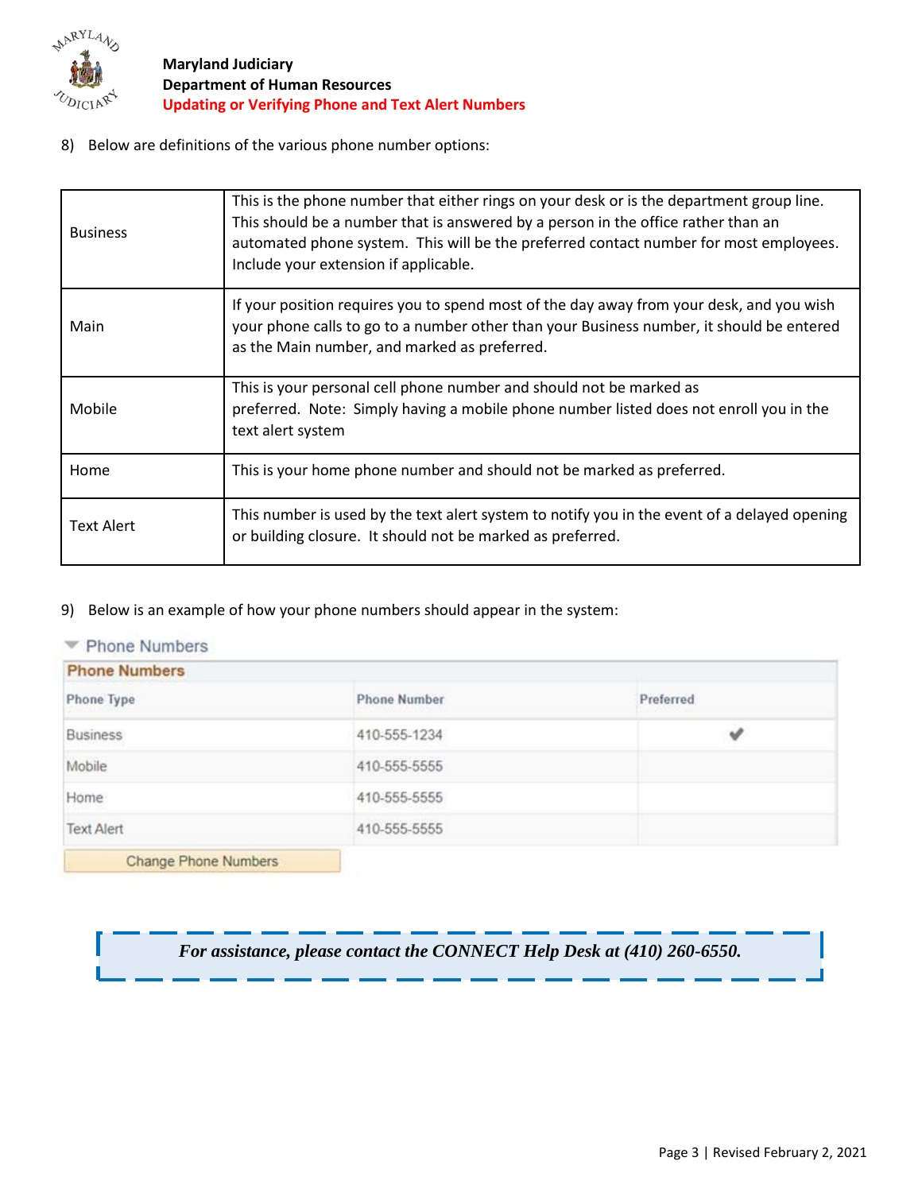8) Below are definitions of the various phone number options:

| | |
|---|---|
| Business | This is the phone number that either rings on your desk or is the department group line. This should be a number that is answered by a person in the office rather than an automated phone system. This will be the preferred contact number for most employees. Include your extension if applicable. |
| Main | If your position requires you to spend most of the day away from your desk, and you wish your phone calls to go to a number other than your Business number, it should be entered as the Main number, and marked as preferred. |
| Mobile | This is your personal cell phone number and should not be marked as preferred. Note: Simply having a mobile phone number listed does not enroll you in the text alert system |
| Home | This is your home phone number and should not be marked as preferred. |
| Text Alert | This number is used by the text alert system to notify you in the event of a delayed opening or building closure. It should not be marked as preferred. |

9) Below is an example of how your phone numbers should appear in the system:

Phone Numbers

**Phone Numbers**

| Phone Type | Phone Number | Preferred |
|---|---|---|
| Business | 410-555-1234 | ✔ |
| Mobile | 410-555-5555 | |
| Home | 410-555-5555 | |
| Text Alert | 410-555-5555 | |

Change Phone Numbers

***For assistance, please contact the CONNECT Help Desk at (410) 260-6550.***